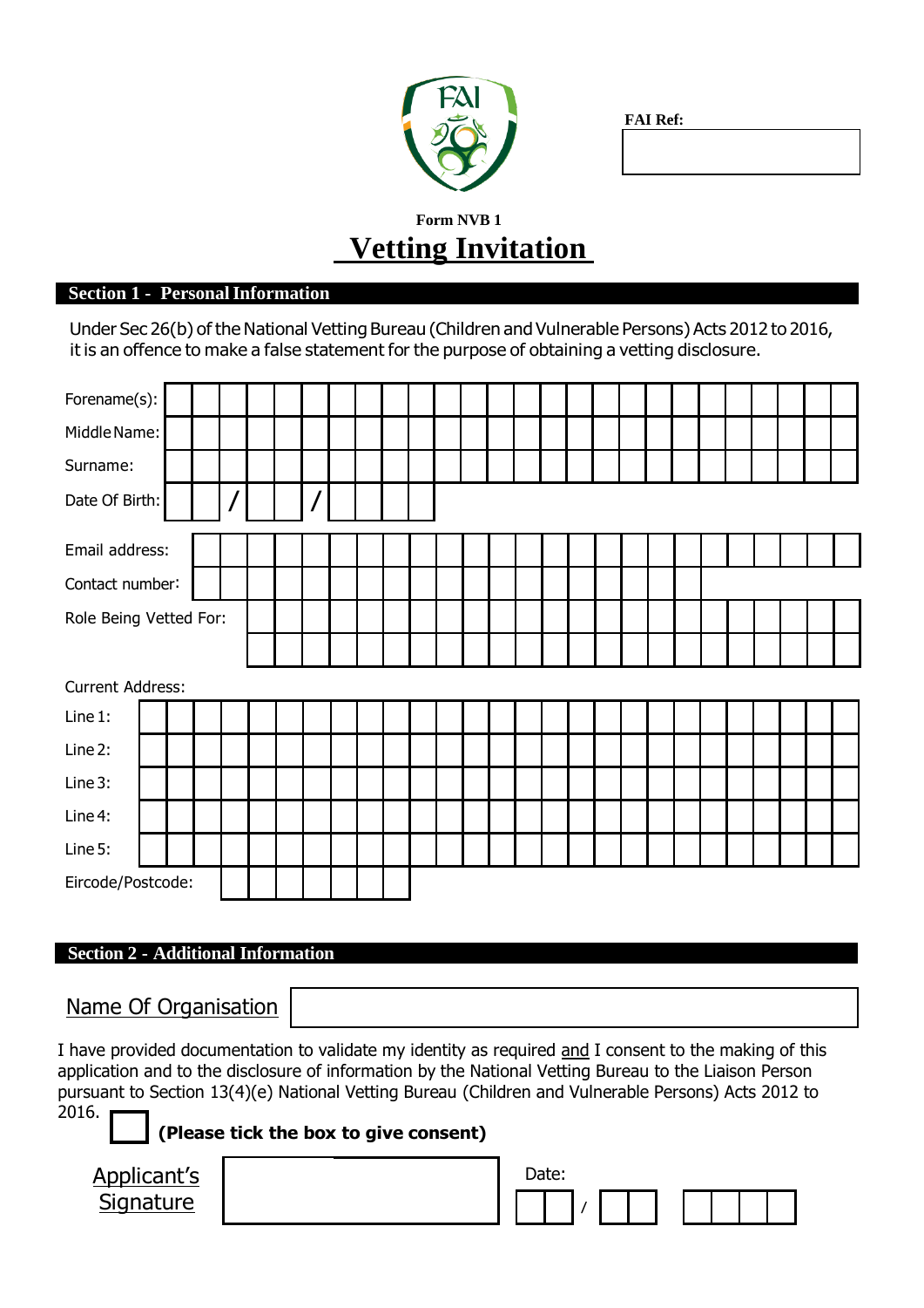**FAI Ref:**

| |
|---|
| |

**Form NVB 1**

# Vetting Invitation

## Section 1 - Personal Information

Under Sec 26(b) of the National Vetting Bureau (Children and Vulnerable Persons) Acts 2012 to 2016, it is an offence to make a false statement for the purpose of obtaining a vetting disclosure.

| | |
|---|---|
| Forename(s): | |
| Middle Name: | |
| Surname: | |
| Date Of Birth: | / / |
| Email address: | |
| Contact number: | |
| Role Being Vetted For: | |

Current Address:

| | |
|---|---|
| Line 1: | |
| Line 2: | |
| Line 3: | |
| Line 4: | |
| Line 5: | |
| Eircode/Postcode: | |

## Section 2 - Additional Information

Name Of Organisation: 

I have provided documentation to validate my identity as required and I consent to the making of this application and to the disclosure of information by the National Vetting Bureau to the Liaison Person pursuant to Section 13(4)(e) National Vetting Bureau (Children and Vulnerable Persons) Acts 2012 to 2016.

☐ **(Please tick the box to give consent)**

Applicant's Signature: 

Date: /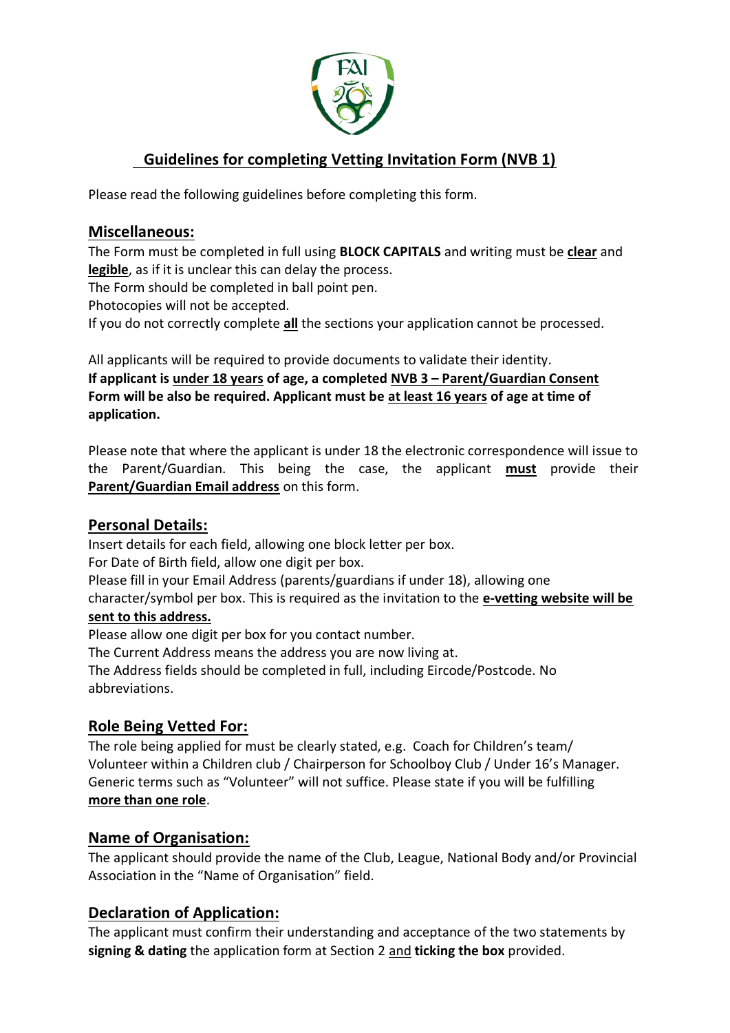## Guidelines for completing Vetting Invitation Form (NVB 1)

Please read the following guidelines before completing this form.

### Miscellaneous:

The Form must be completed in full using **BLOCK CAPITALS** and writing must be **clear** and **legible**, as if it is unclear this can delay the process.
The Form should be completed in ball point pen.
Photocopies will not be accepted.
If you do not correctly complete **all** the sections your application cannot be processed.

All applicants will be required to provide documents to validate their identity.
**If applicant is under 18 years of age, a completed NVB 3 – Parent/Guardian Consent Form will be also be required. Applicant must be at least 16 years of age at time of application.**

Please note that where the applicant is under 18 the electronic correspondence will issue to the Parent/Guardian. This being the case, the applicant **must** provide their **Parent/Guardian Email address** on this form.

### Personal Details:

Insert details for each field, allowing one block letter per box.
For Date of Birth field, allow one digit per box.
Please fill in your Email Address (parents/guardians if under 18), allowing one character/symbol per box. This is required as the invitation to the **e-vetting website will be sent to this address.**
Please allow one digit per box for you contact number.
The Current Address means the address you are now living at.
The Address fields should be completed in full, including Eircode/Postcode. No abbreviations.

### Role Being Vetted For:

The role being applied for must be clearly stated, e.g. Coach for Children's team/ Volunteer within a Children club / Chairperson for Schoolboy Club / Under 16's Manager. Generic terms such as "Volunteer" will not suffice. Please state if you will be fulfilling **more than one role**.

### Name of Organisation:

The applicant should provide the name of the Club, League, National Body and/or Provincial Association in the "Name of Organisation" field.

### Declaration of Application:

The applicant must confirm their understanding and acceptance of the two statements by **signing & dating** the application form at Section 2 and **ticking the box** provided.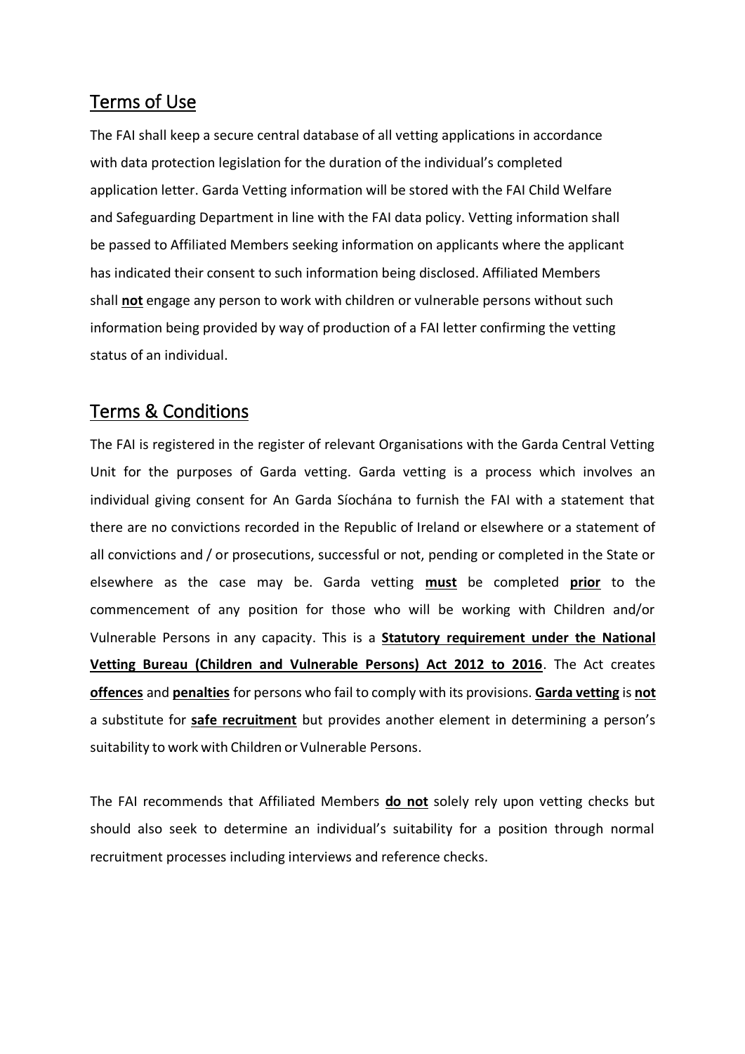## Terms of Use

The FAI shall keep a secure central database of all vetting applications in accordance with data protection legislation for the duration of the individual's completed application letter. Garda Vetting information will be stored with the FAI Child Welfare and Safeguarding Department in line with the FAI data policy. Vetting information shall be passed to Affiliated Members seeking information on applicants where the applicant has indicated their consent to such information being disclosed. Affiliated Members shall **not** engage any person to work with children or vulnerable persons without such information being provided by way of production of a FAI letter confirming the vetting status of an individual.

## Terms & Conditions

The FAI is registered in the register of relevant Organisations with the Garda Central Vetting Unit for the purposes of Garda vetting. Garda vetting is a process which involves an individual giving consent for An Garda Síochána to furnish the FAI with a statement that there are no convictions recorded in the Republic of Ireland or elsewhere or a statement of all convictions and / or prosecutions, successful or not, pending or completed in the State or elsewhere as the case may be. Garda vetting **must** be completed **prior** to the commencement of any position for those who will be working with Children and/or Vulnerable Persons in any capacity. This is a **Statutory requirement under the National Vetting Bureau (Children and Vulnerable Persons) Act 2012 to 2016**. The Act creates **offences** and **penalties** for persons who fail to comply with its provisions. **Garda vetting** is **not** a substitute for **safe recruitment** but provides another element in determining a person's suitability to work with Children or Vulnerable Persons.

The FAI recommends that Affiliated Members **do not** solely rely upon vetting checks but should also seek to determine an individual's suitability for a position through normal recruitment processes including interviews and reference checks.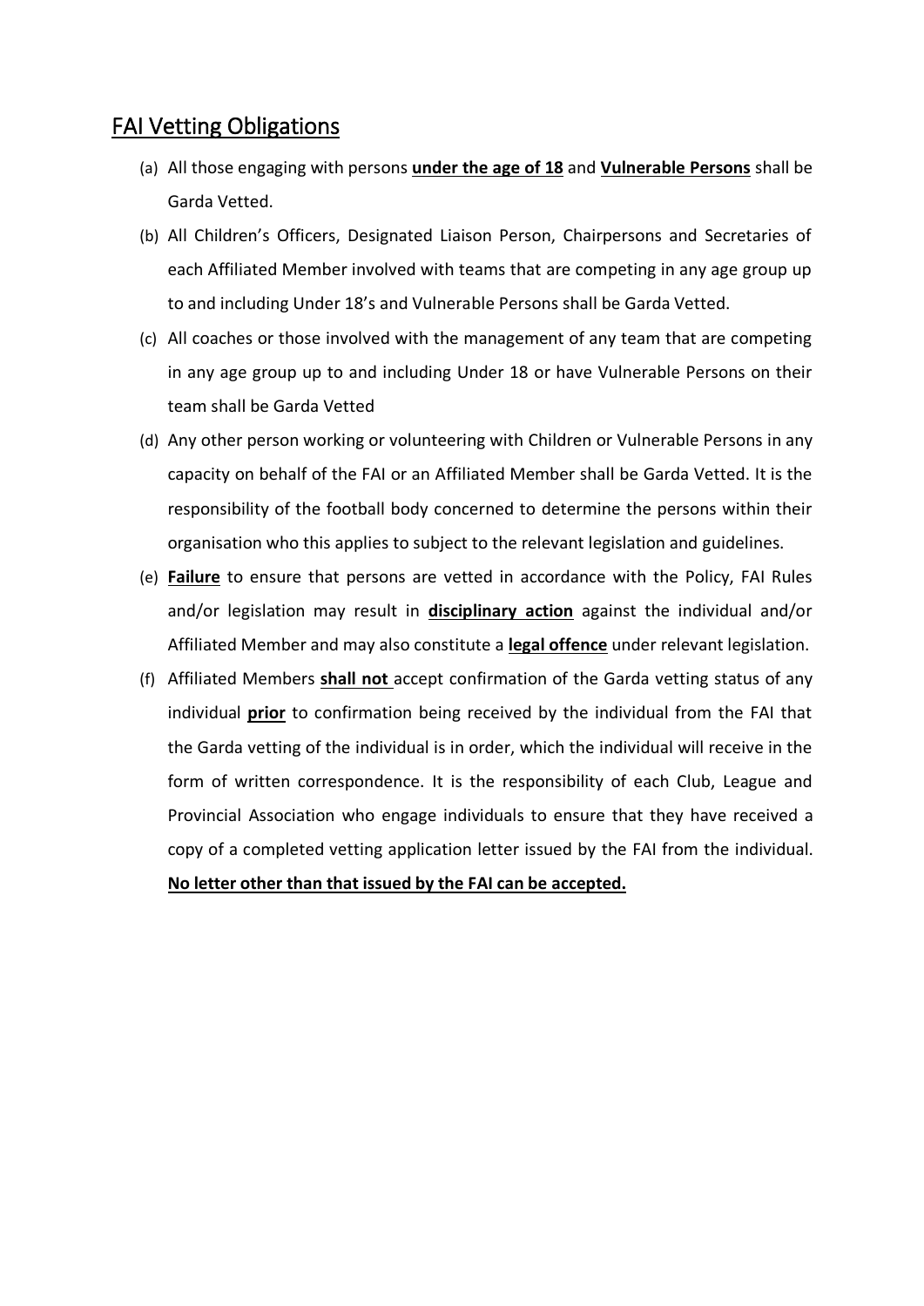## FAI Vetting Obligations

(a) All those engaging with persons **under the age of 18** and **Vulnerable Persons** shall be Garda Vetted.

(b) All Children's Officers, Designated Liaison Person, Chairpersons and Secretaries of each Affiliated Member involved with teams that are competing in any age group up to and including Under 18's and Vulnerable Persons shall be Garda Vetted.

(c) All coaches or those involved with the management of any team that are competing in any age group up to and including Under 18 or have Vulnerable Persons on their team shall be Garda Vetted

(d) Any other person working or volunteering with Children or Vulnerable Persons in any capacity on behalf of the FAI or an Affiliated Member shall be Garda Vetted. It is the responsibility of the football body concerned to determine the persons within their organisation who this applies to subject to the relevant legislation and guidelines.

(e) **Failure** to ensure that persons are vetted in accordance with the Policy, FAI Rules and/or legislation may result in **disciplinary action** against the individual and/or Affiliated Member and may also constitute a **legal offence** under relevant legislation.

(f) Affiliated Members **shall not** accept confirmation of the Garda vetting status of any individual **prior** to confirmation being received by the individual from the FAI that the Garda vetting of the individual is in order, which the individual will receive in the form of written correspondence. It is the responsibility of each Club, League and Provincial Association who engage individuals to ensure that they have received a copy of a completed vetting application letter issued by the FAI from the individual. **No letter other than that issued by the FAI can be accepted.**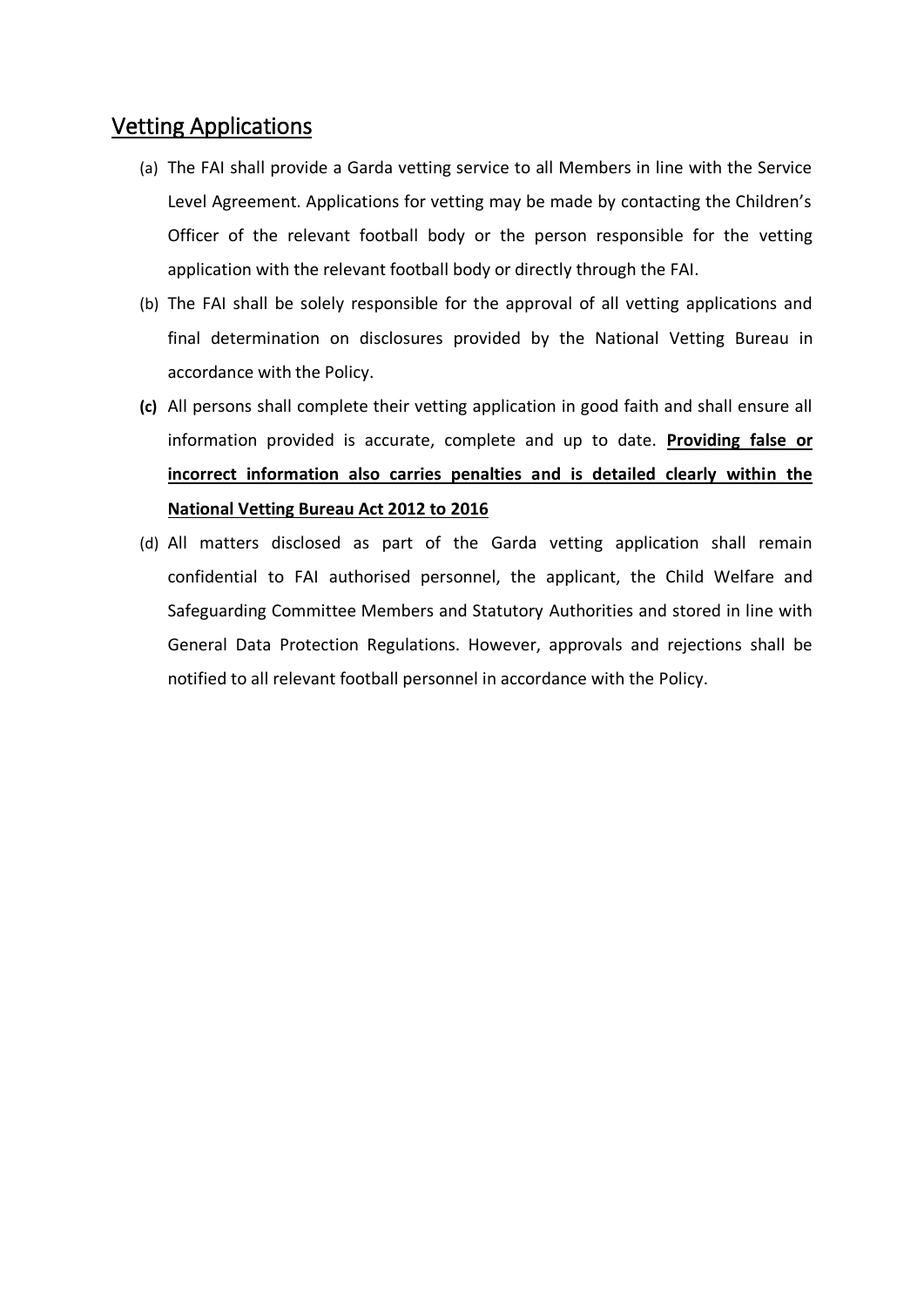## Vetting Applications

(a) The FAI shall provide a Garda vetting service to all Members in line with the Service Level Agreement. Applications for vetting may be made by contacting the Children's Officer of the relevant football body or the person responsible for the vetting application with the relevant football body or directly through the FAI.

(b) The FAI shall be solely responsible for the approval of all vetting applications and final determination on disclosures provided by the National Vetting Bureau in accordance with the Policy.

**(c)** All persons shall complete their vetting application in good faith and shall ensure all information provided is accurate, complete and up to date. **Providing false or incorrect information also carries penalties and is detailed clearly within the National Vetting Bureau Act 2012 to 2016**

(d) All matters disclosed as part of the Garda vetting application shall remain confidential to FAI authorised personnel, the applicant, the Child Welfare and Safeguarding Committee Members and Statutory Authorities and stored in line with General Data Protection Regulations. However, approvals and rejections shall be notified to all relevant football personnel in accordance with the Policy.